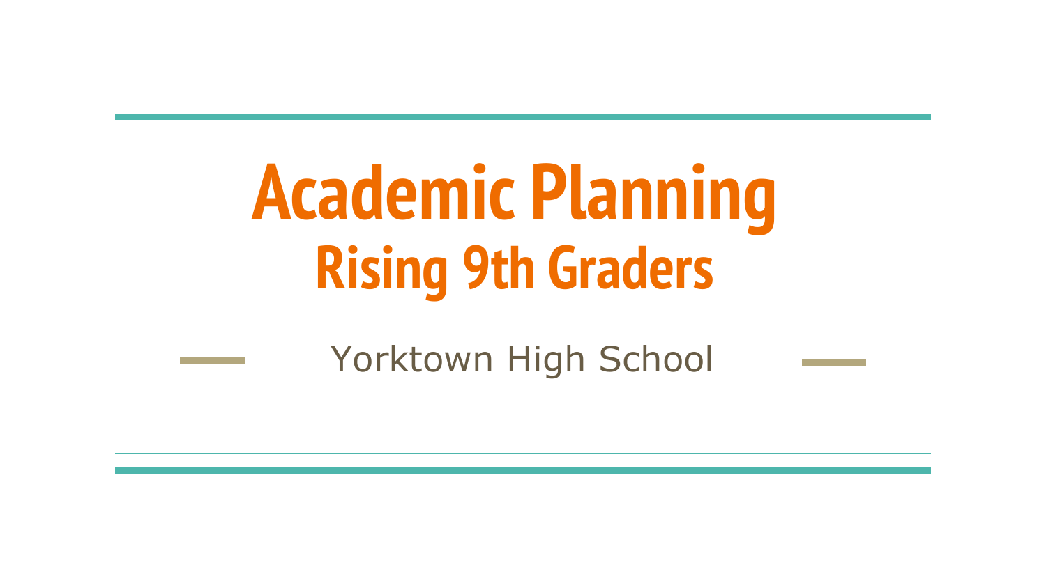# Academic Planning

## Rising 9th Graders

Yorktown High School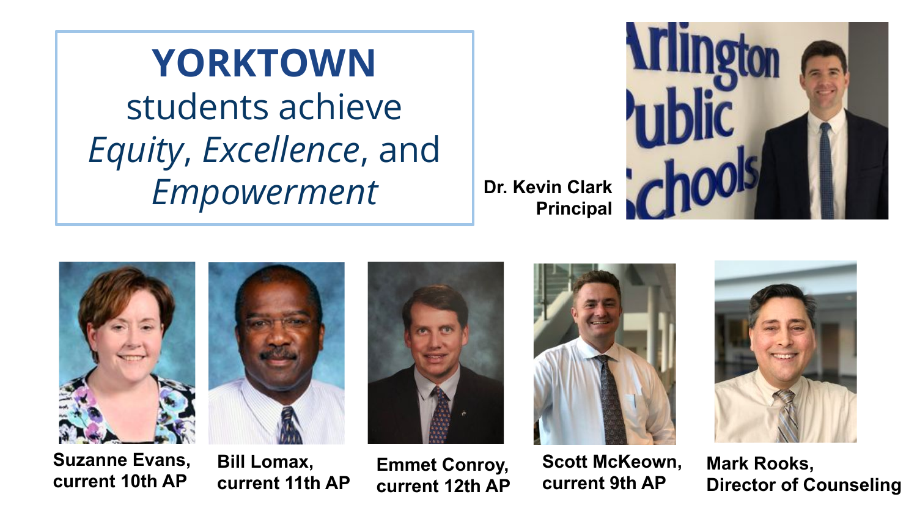# YORKTOWN

students achieve *Equity*, *Excellence*, and *Empowerment*

**Dr. Kevin Clark**
**Principal**

**Suzanne Evans, current 10th AP**

**Bill Lomax, current 11th AP**

**Emmet Conroy, current 12th AP**

**Scott McKeown, current 9th AP**

**Mark Rooks, Director of Counseling**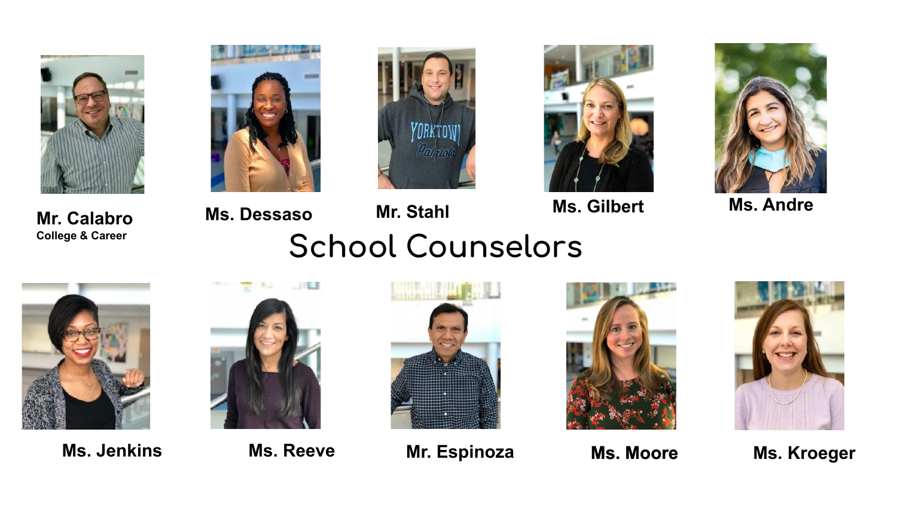# School Counselors

**Mr. Calabro**
**College & Career**

**Ms. Dessaso**

**Mr. Stahl**

**Ms. Gilbert**

**Ms. Andre**

**Ms. Jenkins**

**Ms. Reeve**

**Mr. Espinoza**

**Ms. Moore**

**Ms. Kroeger**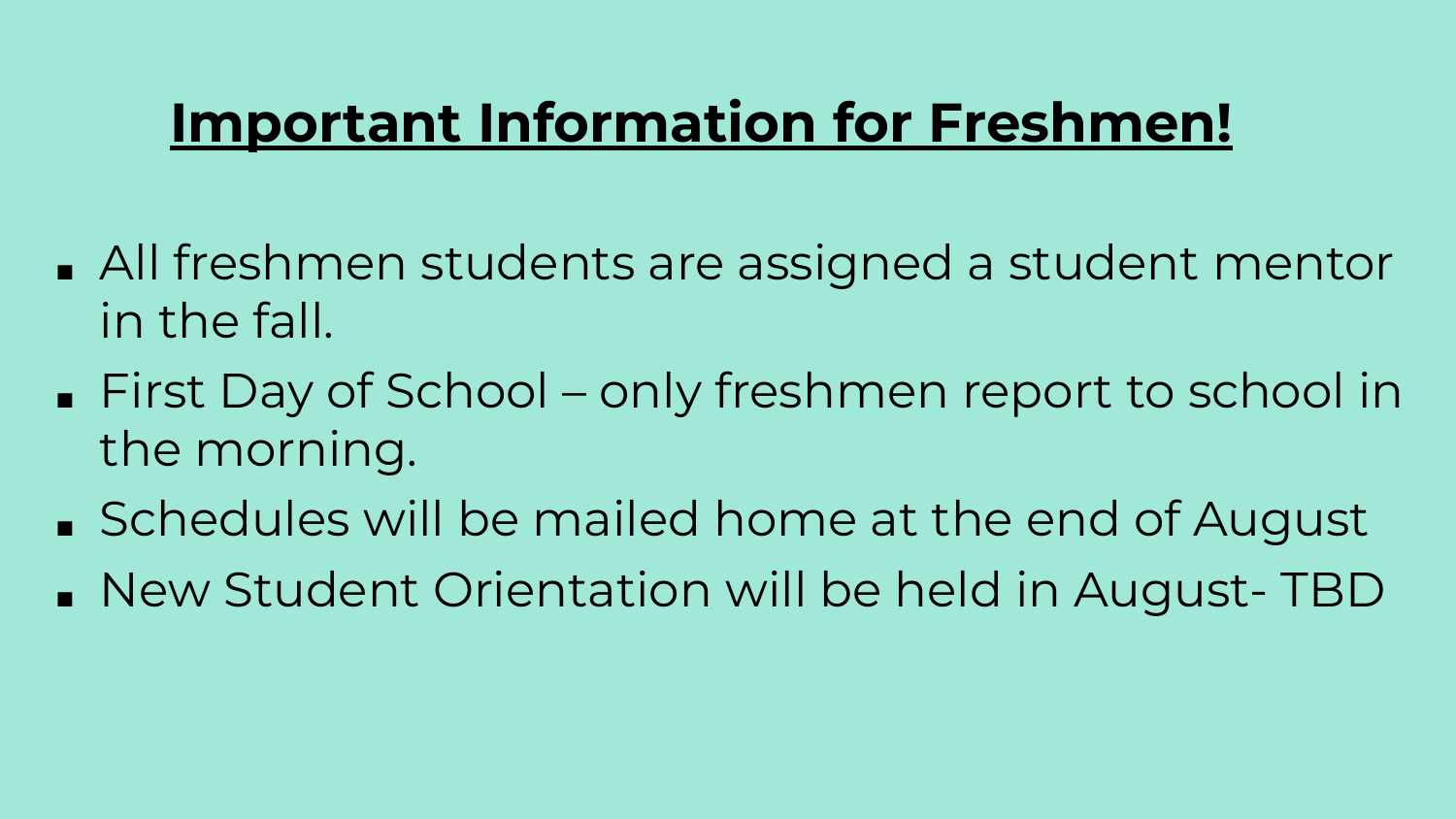# **Important Information for Freshmen!**

- All freshmen students are assigned a student mentor in the fall.
- First Day of School – only freshmen report to school in the morning.
- Schedules will be mailed home at the end of August
- New Student Orientation will be held in August- TBD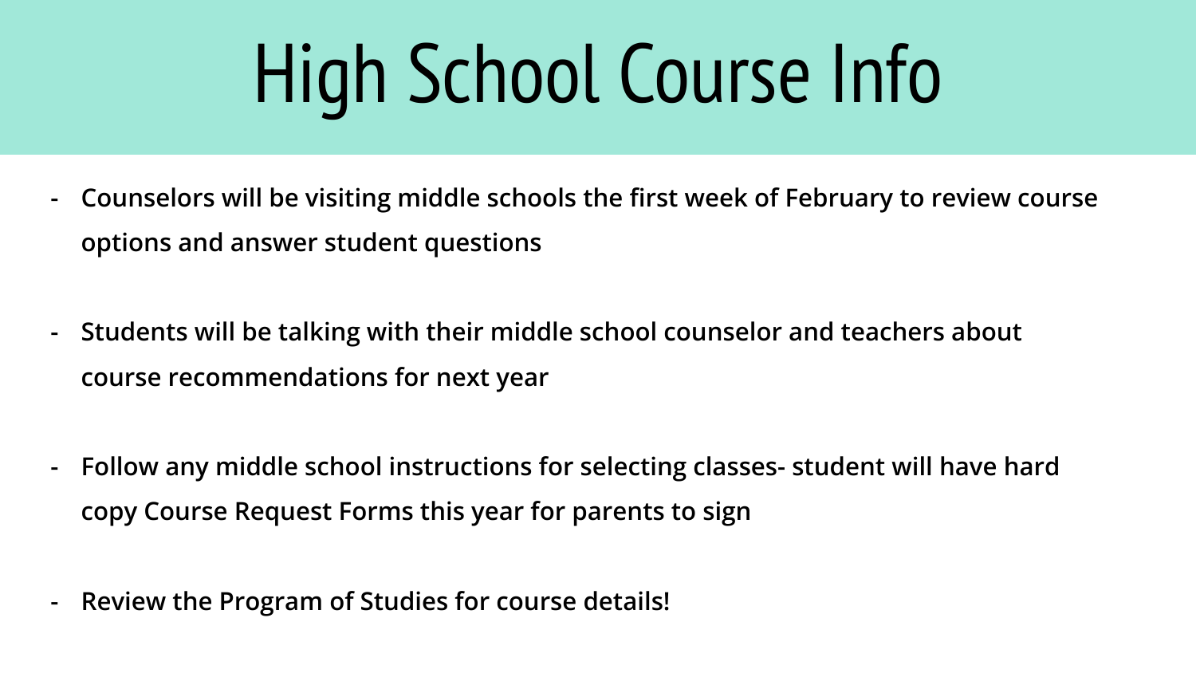# High School Course Info

- **Counselors will be visiting middle schools the first week of February to review course options and answer student questions**

- **Students will be talking with their middle school counselor and teachers about course recommendations for next year**

- **Follow any middle school instructions for selecting classes- student will have hard copy Course Request Forms this year for parents to sign**

- **Review the Program of Studies for course details!**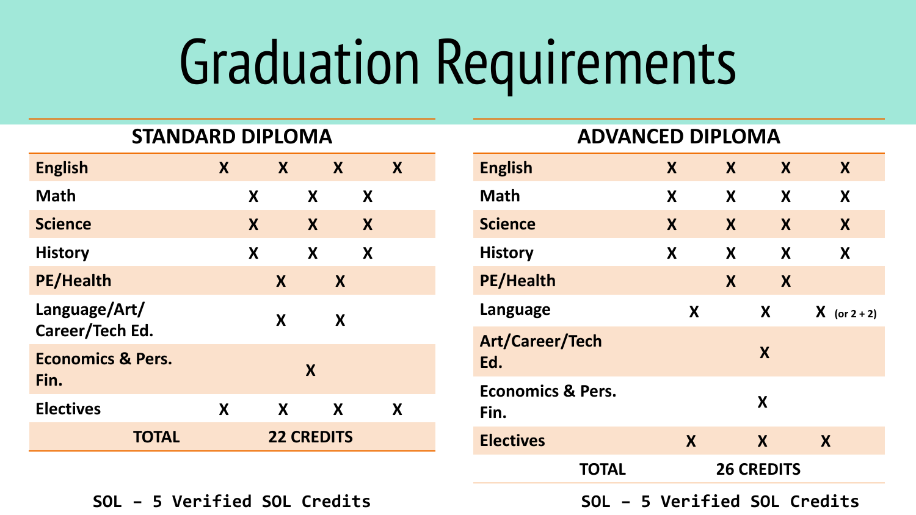# Graduation Requirements

## STANDARD DIPLOMA

| Subject | | | | |
|---|---|---|---|---|
| English | X | X | X | X |
| Math | X | X | X | |
| Science | X | X | X | |
| History | X | X | X | |
| PE/Health | X | X | | |
| Language/Art/ Career/Tech Ed. | X | X | | |
| Economics & Pers. Fin. | X | | | |
| Electives | X | X | X | X |
| **TOTAL** | **22 CREDITS** | | | |

SOL – 5 Verified SOL Credits

## ADVANCED DIPLOMA

| Subject | | | | |
|---|---|---|---|---|
| English | X | X | X | X |
| Math | X | X | X | X |
| Science | X | X | X | X |
| History | X | X | X | X |
| PE/Health | X | X | | |
| Language | X | X | X (or 2 + 2) | |
| Art/Career/Tech Ed. | X | | | |
| Economics & Pers. Fin. | X | | | |
| Electives | X | X | X | |
| **TOTAL** | **26 CREDITS** | | | |

SOL – 5 Verified SOL Credits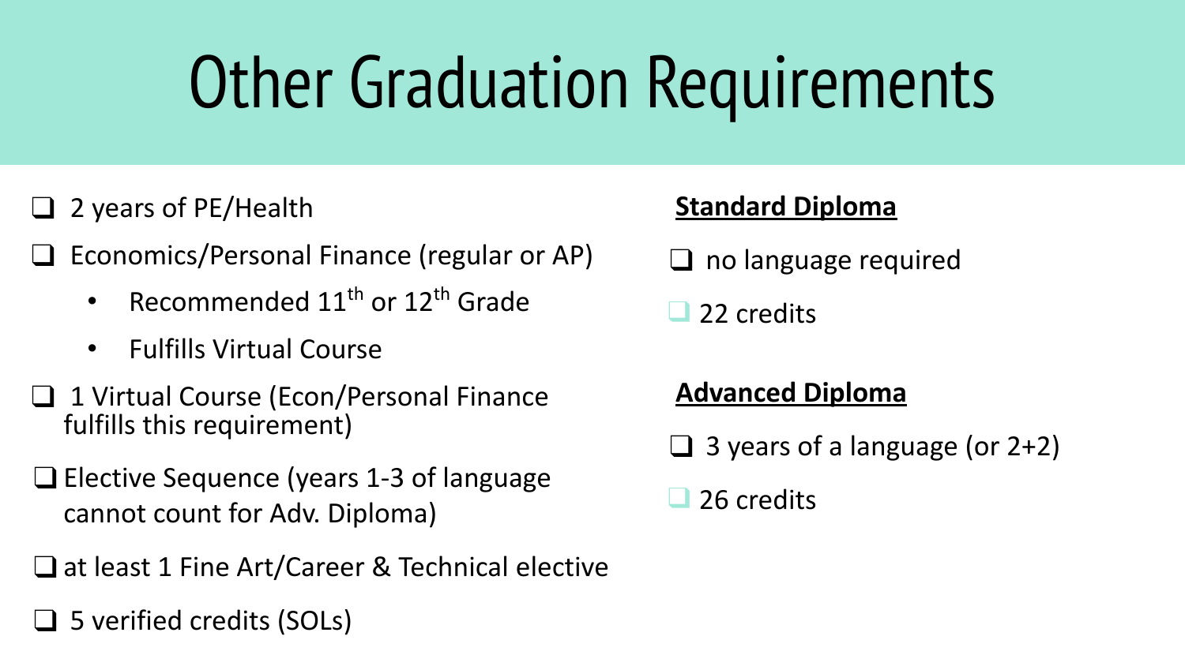# Other Graduation Requirements

- [ ] 2 years of PE/Health
- [ ] Economics/Personal Finance (regular or AP)
  - Recommended 11th or 12th Grade
  - Fulfills Virtual Course
- [ ] 1 Virtual Course (Econ/Personal Finance fulfills this requirement)
- [ ] Elective Sequence (years 1-3 of language cannot count for Adv. Diploma)
- [ ] at least 1 Fine Art/Career & Technical elective
- [ ] 5 verified credits (SOLs)

**Standard Diploma**

- [ ] no language required
- [ ] 22 credits

**Advanced Diploma**

- [ ] 3 years of a language (or 2+2)
- [ ] 26 credits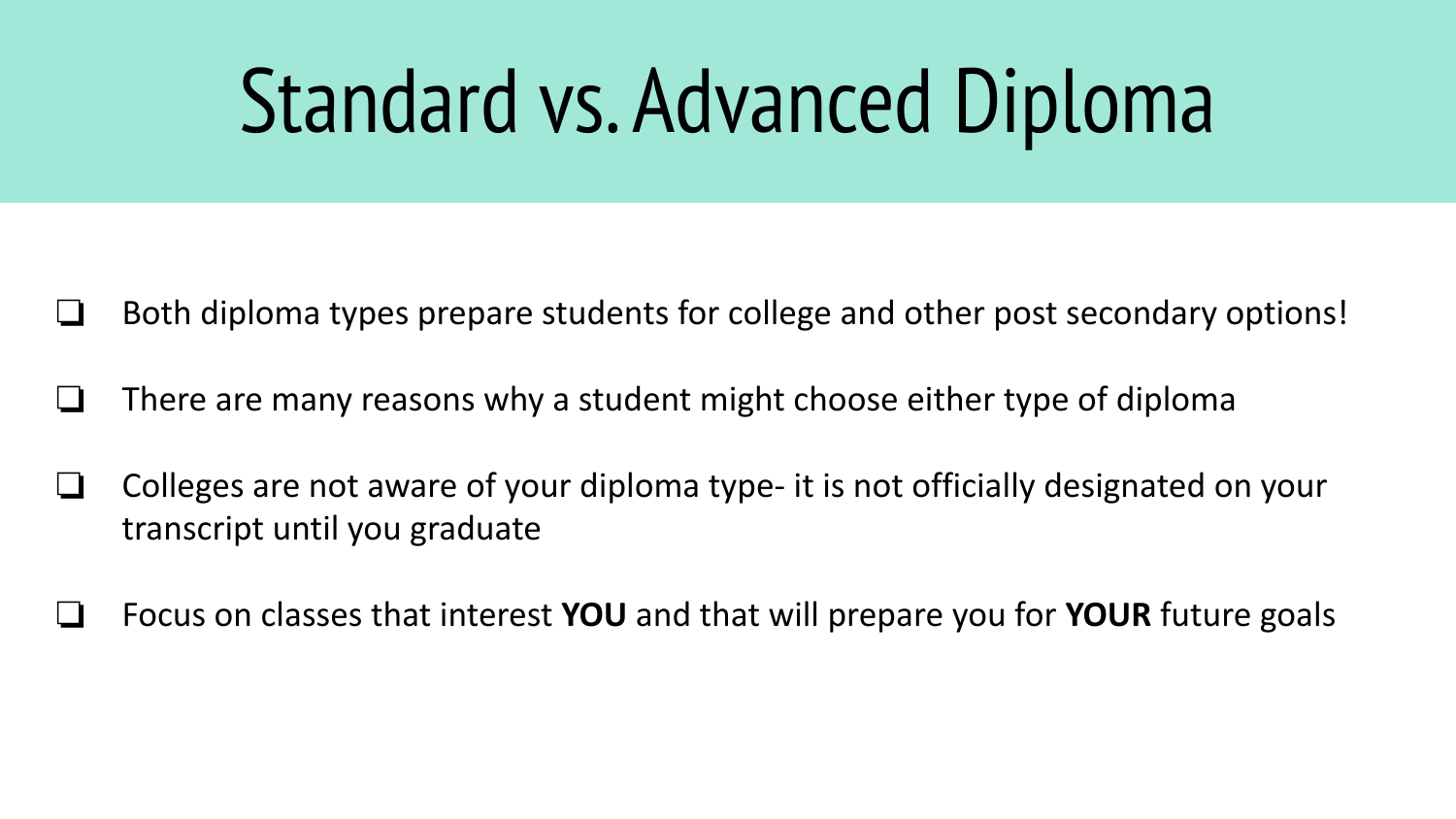# Standard vs. Advanced Diploma

- Both diploma types prepare students for college and other post secondary options!
- There are many reasons why a student might choose either type of diploma
- Colleges are not aware of your diploma type- it is not officially designated on your transcript until you graduate
- Focus on classes that interest **YOU** and that will prepare you for **YOUR** future goals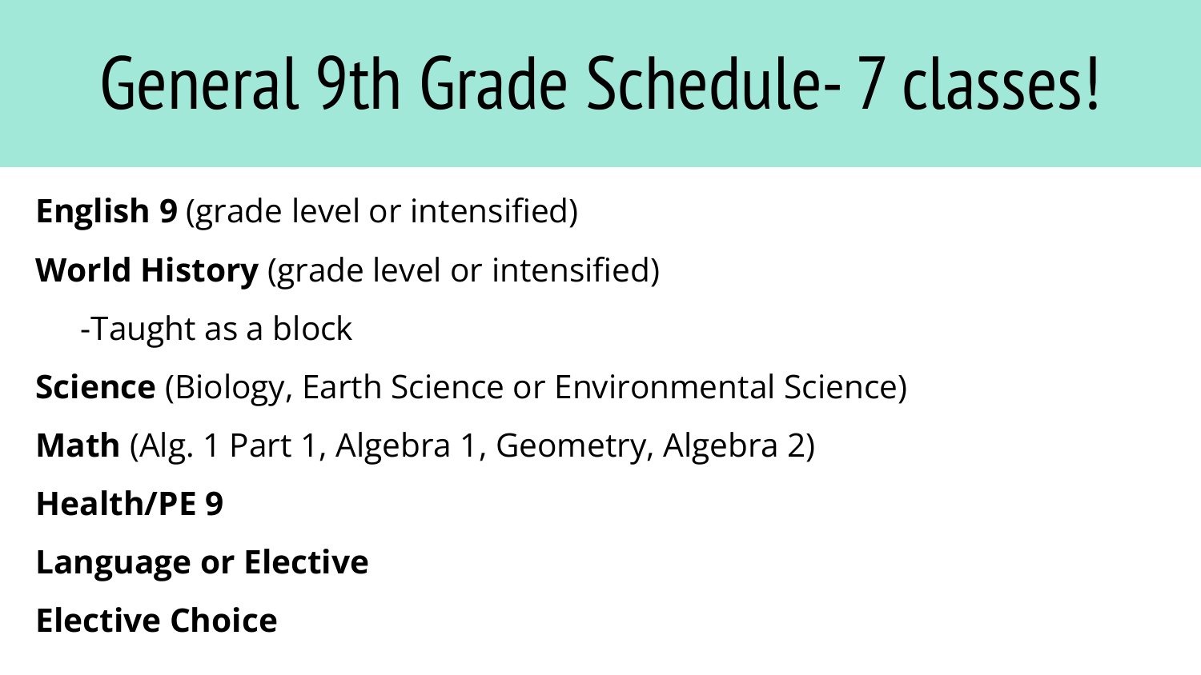# General 9th Grade Schedule- 7 classes!

**English 9** (grade level or intensified)

**World History** (grade level or intensified)

-Taught as a block

**Science** (Biology, Earth Science or Environmental Science)

**Math** (Alg. 1 Part 1, Algebra 1, Geometry, Algebra 2)

**Health/PE 9**

**Language or Elective**

**Elective Choice**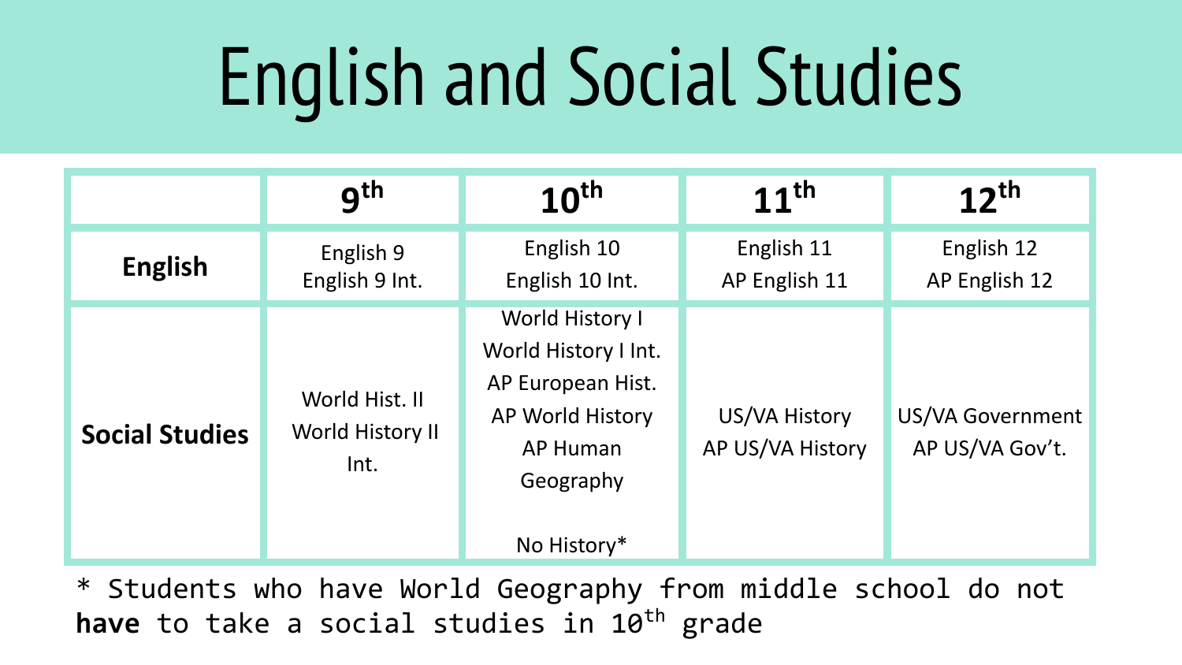# English and Social Studies

| | 9th | 10th | 11th | 12th |
|---|---|---|---|---|
| **English** | English 9<br>English 9 Int. | English 10<br>English 10 Int. | English 11<br>AP English 11 | English 12<br>AP English 12 |
| **Social Studies** | World Hist. II<br>World History II Int. | World History I<br>World History I Int.<br>AP European Hist.<br>AP World History<br>AP Human Geography<br><br>No History* | US/VA History<br>AP US/VA History | US/VA Government<br>AP US/VA Gov't. |

* Students who have World Geography from middle school do not **have** to take a social studies in 10th grade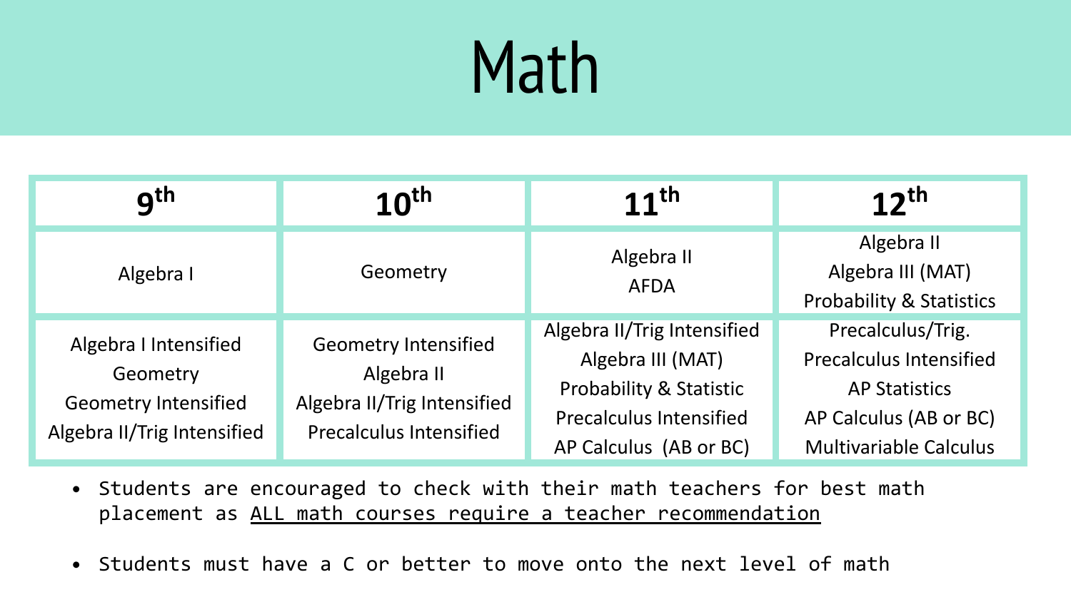# Math

| 9th | 10th | 11th | 12th |
|---|---|---|---|
| Algebra I | Geometry | Algebra II<br>AFDA | Algebra II<br>Algebra III (MAT)<br>Probability & Statistics |
| Algebra I Intensified<br>Geometry<br>Geometry Intensified<br>Algebra II/Trig Intensified | Geometry Intensified<br>Algebra II<br>Algebra II/Trig Intensified<br>Precalculus Intensified | Algebra II/Trig Intensified<br>Algebra III (MAT)<br>Probability & Statistic<br>Precalculus Intensified<br>AP Calculus (AB or BC) | Precalculus/Trig.<br>Precalculus Intensified<br>AP Statistics<br>AP Calculus (AB or BC)<br>Multivariable Calculus |

- Students are encouraged to check with their math teachers for best math placement as <u>ALL math courses require a teacher recommendation</u>
- Students must have a C or better to move onto the next level of math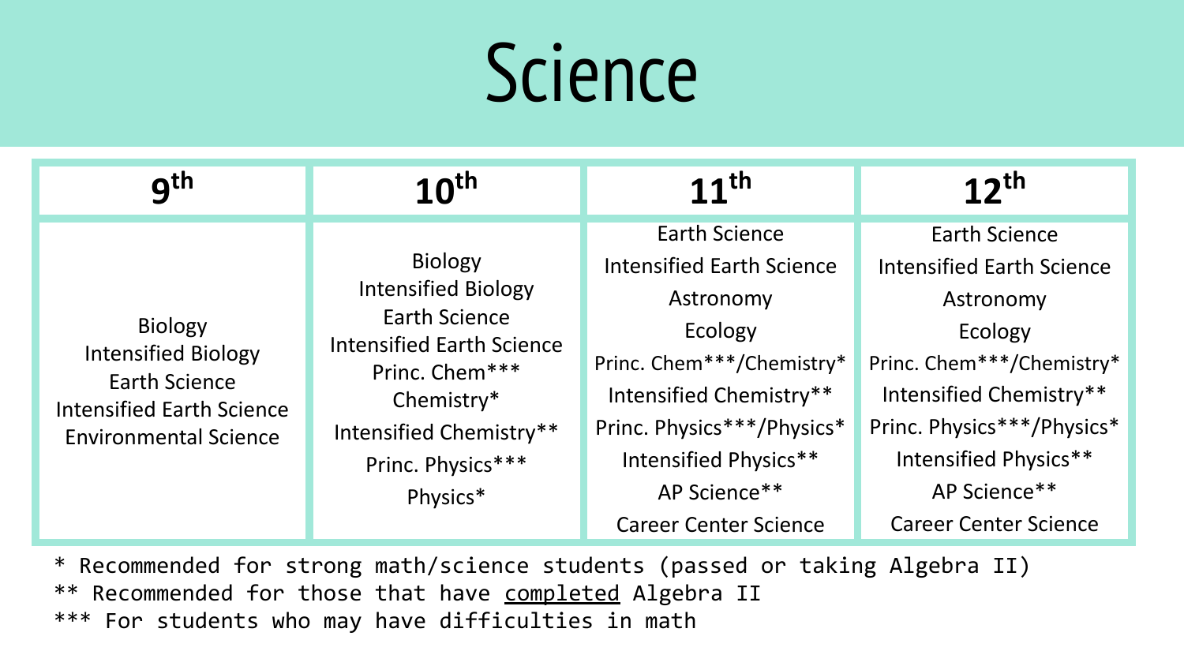# Science

| $9^{th}$ | $10^{th}$ | $11^{th}$ | $12^{th}$ |
|---|---|---|---|
| Biology<br>Intensified Biology<br>Earth Science<br>Intensified Earth Science<br>Environmental Science | Biology<br>Intensified Biology<br>Earth Science<br>Intensified Earth Science<br>Princ. Chem***<br>Chemistry*<br>Intensified Chemistry**<br>Princ. Physics***<br>Physics* | Earth Science<br>Intensified Earth Science<br>Astronomy<br>Ecology<br>Princ. Chem***/Chemistry*<br>Intensified Chemistry**<br>Princ. Physics***/Physics*<br>Intensified Physics**<br>AP Science**<br>Career Center Science | Earth Science<br>Intensified Earth Science<br>Astronomy<br>Ecology<br>Princ. Chem***/Chemistry*<br>Intensified Chemistry**<br>Princ. Physics***/Physics*<br>Intensified Physics**<br>AP Science**<br>Career Center Science |

\* Recommended for strong math/science students (passed or taking Algebra II)

** Recommended for those that have <u>completed</u> Algebra II

*** For students who may have difficulties in math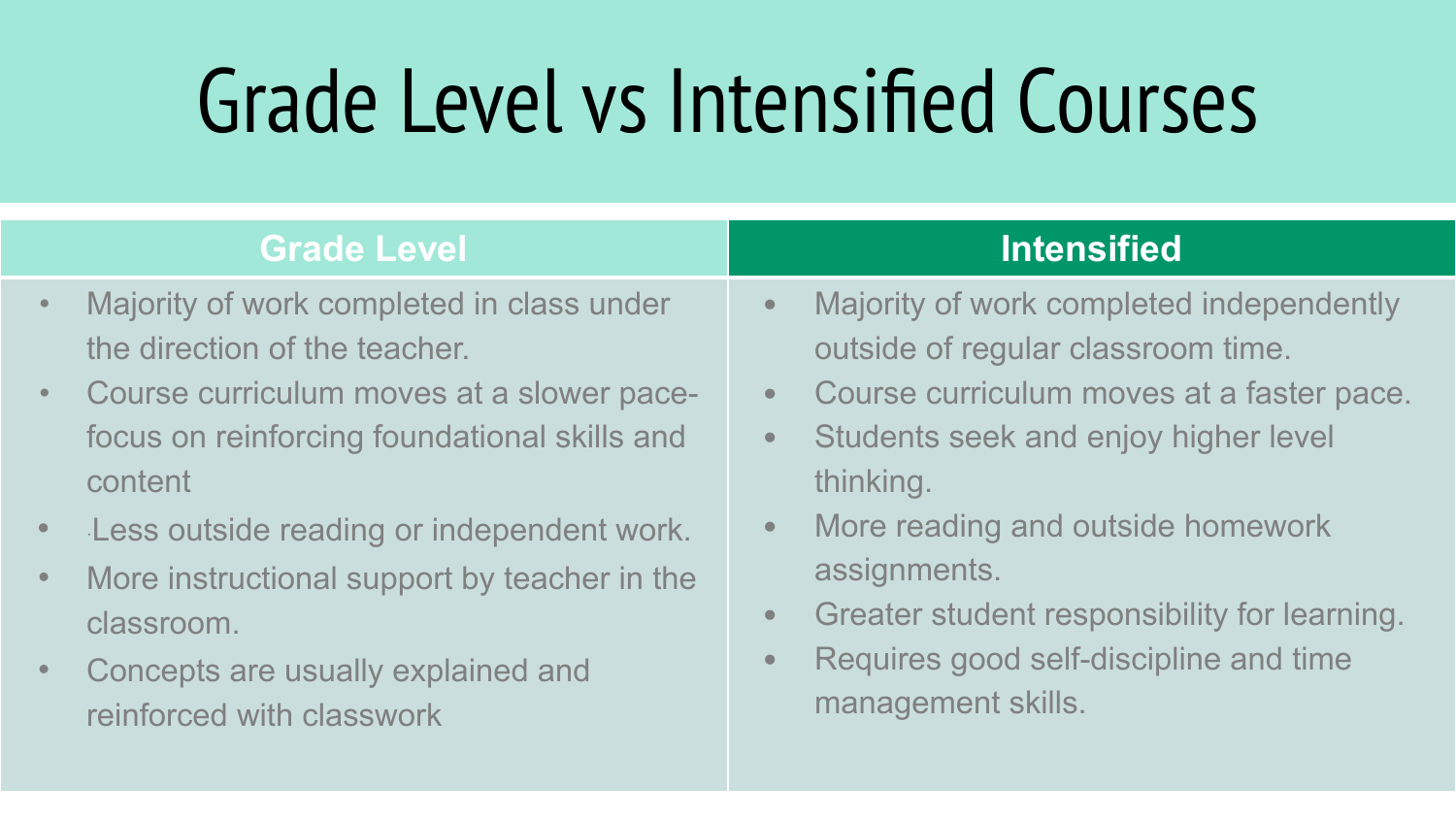# Grade Level vs Intensified Courses

| Grade Level | Intensified |
| --- | --- |
| • Majority of work completed in class under the direction of the teacher.<br>• Course curriculum moves at a slower pace- focus on reinforcing foundational skills and content<br>• Less outside reading or independent work.<br>• More instructional support by teacher in the classroom.<br>• Concepts are usually explained and reinforced with classwork | • Majority of work completed independently outside of regular classroom time.<br>• Course curriculum moves at a faster pace.<br>• Students seek and enjoy higher level thinking.<br>• More reading and outside homework assignments.<br>• Greater student responsibility for learning.<br>• Requires good self-discipline and time management skills. |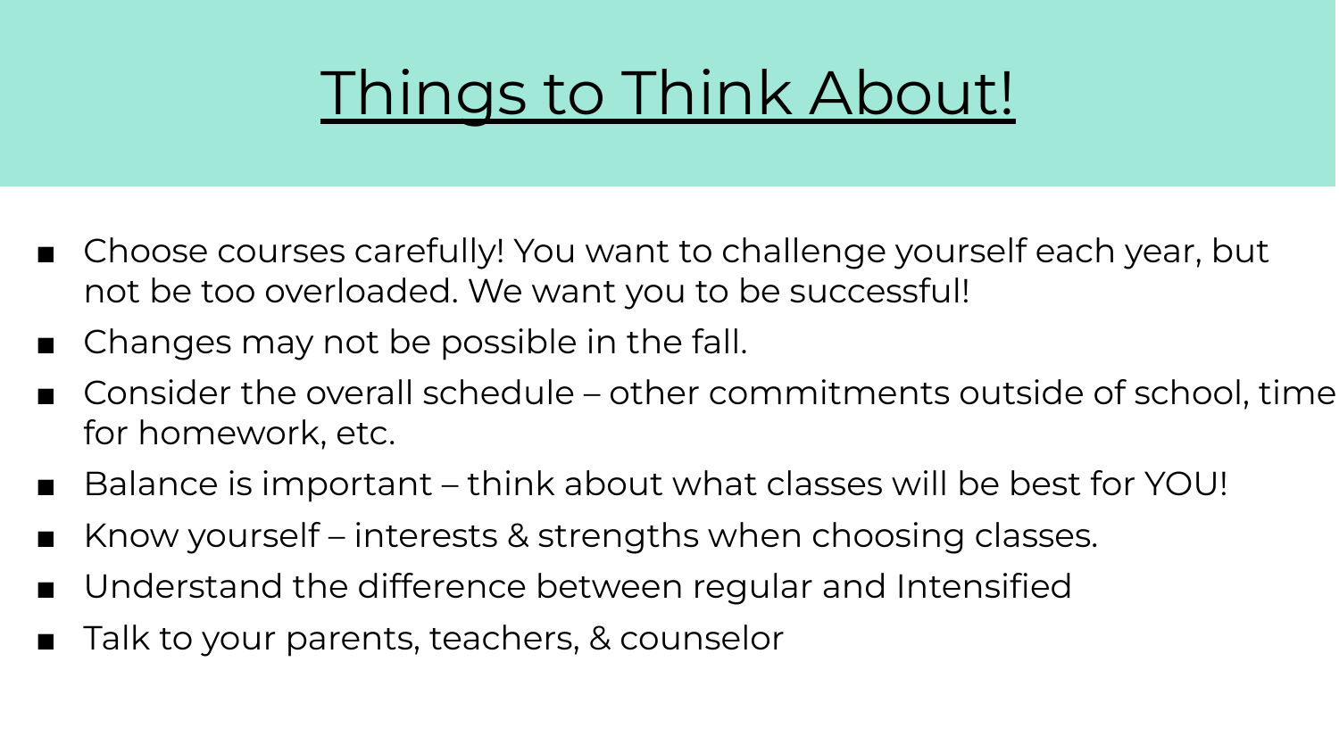# Things to Think About!

- Choose courses carefully! You want to challenge yourself each year, but not be too overloaded. We want you to be successful!
- Changes may not be possible in the fall.
- Consider the overall schedule – other commitments outside of school, time for homework, etc.
- Balance is important – think about what classes will be best for YOU!
- Know yourself – interests & strengths when choosing classes.
- Understand the difference between regular and Intensified
- Talk to your parents, teachers, & counselor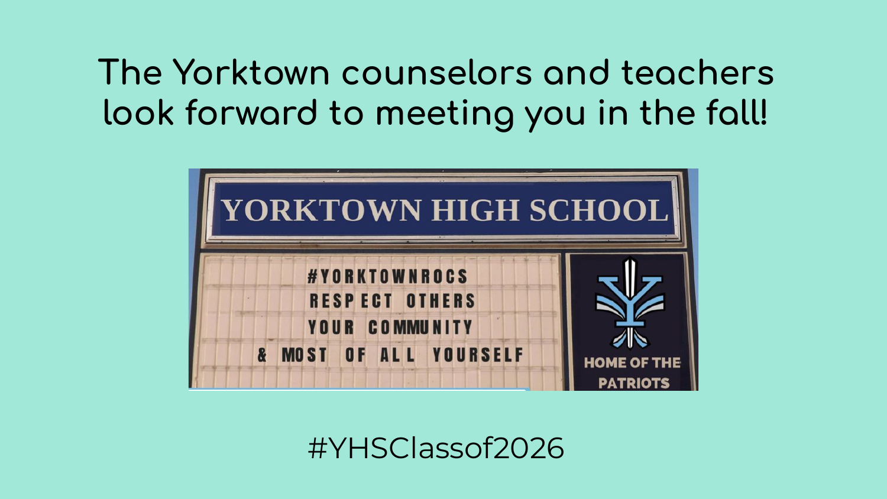# The Yorktown counselors and teachers look forward to meeting you in the fall!

YORKTOWN HIGH SCHOOL

#YORKTOWNROCS
RESPECT OTHERS
YOUR COMMUNITY
& MOST OF ALL YOURSELF

HOME OF THE PATRIOTS

#YHSClassof2026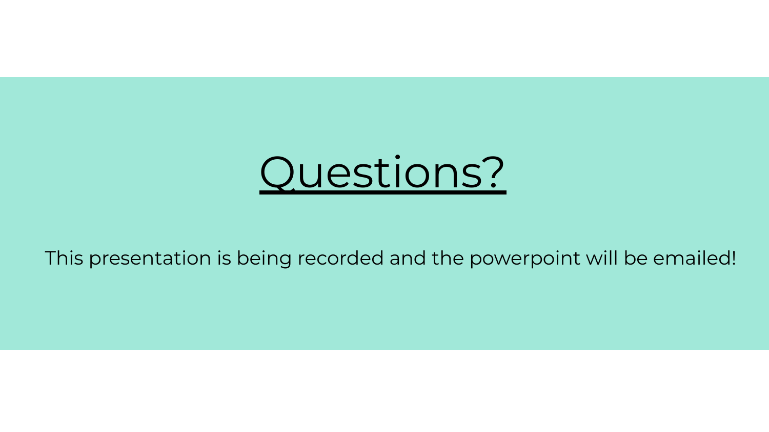# Questions?

This presentation is being recorded and the powerpoint will be emailed!